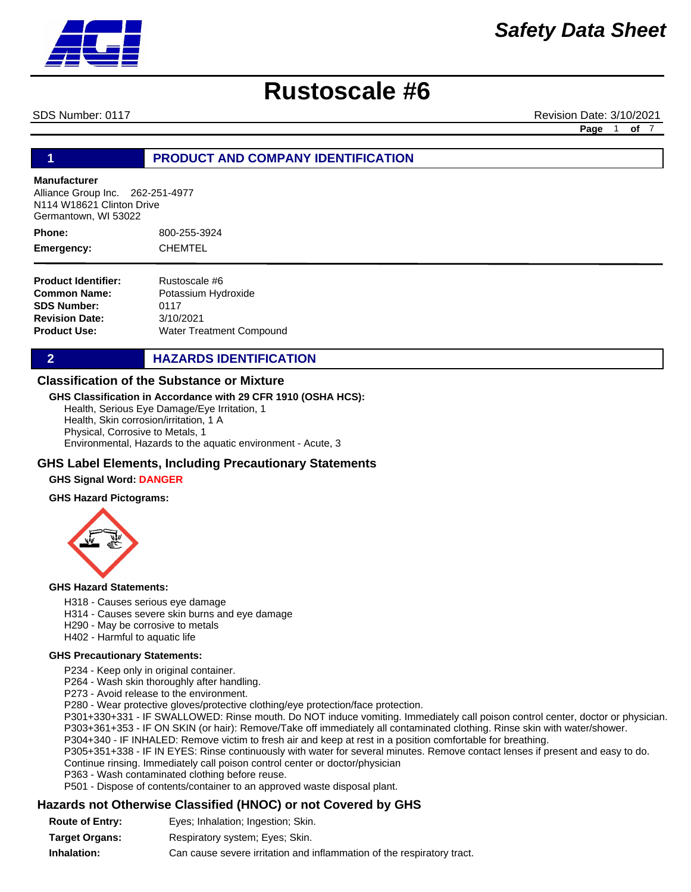# Safety Data Sheet

# Rustoscale #6

SDS Number: 0117 Revision Date: 3/10/2021

## 1 PRODUCT AND COMPANY IDENTIFICATION

**Manufacturer**
Alliance Group Inc. 262-251-4977
N114 W18621 Clinton Drive
Germantown, WI 53022

**Phone:** 800-255-3924
**Emergency:** CHEMTEL

| | |
|---|---|
| **Product Identifier:** | Rustoscale #6 |
| **Common Name:** | Potassium Hydroxide |
| **SDS Number:** | 0117 |
| **Revision Date:** | 3/10/2021 |
| **Product Use:** | Water Treatment Compound |

## 2 HAZARDS IDENTIFICATION

### Classification of the Substance or Mixture

**GHS Classification in Accordance with 29 CFR 1910 (OSHA HCS):**

Health, Serious Eye Damage/Eye Irritation, 1
Health, Skin corrosion/irritation, 1 A
Physical, Corrosive to Metals, 1
Environmental, Hazards to the aquatic environment - Acute, 3

### GHS Label Elements, Including Precautionary Statements

**GHS Signal Word:** **DANGER**

**GHS Hazard Pictograms:**

**GHS Hazard Statements:**

H318 - Causes serious eye damage
H314 - Causes severe skin burns and eye damage
H290 - May be corrosive to metals
H402 - Harmful to aquatic life

**GHS Precautionary Statements:**

P234 - Keep only in original container.
P264 - Wash skin thoroughly after handling.
P273 - Avoid release to the environment.
P280 - Wear protective gloves/protective clothing/eye protection/face protection.
P301+330+331 - IF SWALLOWED: Rinse mouth. Do NOT induce vomiting. Immediately call poison control center, doctor or physician.
P303+361+353 - IF ON SKIN (or hair): Remove/Take off immediately all contaminated clothing. Rinse skin with water/shower.
P304+340 - IF INHALED: Remove victim to fresh air and keep at rest in a position comfortable for breathing.
P305+351+338 - IF IN EYES: Rinse continuously with water for several minutes. Remove contact lenses if present and easy to do. Continue rinsing. Immediately call poison control center or doctor/physician
P363 - Wash contaminated clothing before reuse.
P501 - Dispose of contents/container to an approved waste disposal plant.

### Hazards not Otherwise Classified (HNOC) or not Covered by GHS

| | |
|---|---|
| **Route of Entry:** | Eyes; Inhalation; Ingestion; Skin. |
| **Target Organs:** | Respiratory system; Eyes; Skin. |
| **Inhalation:** | Can cause severe irritation and inflammation of the respiratory tract. |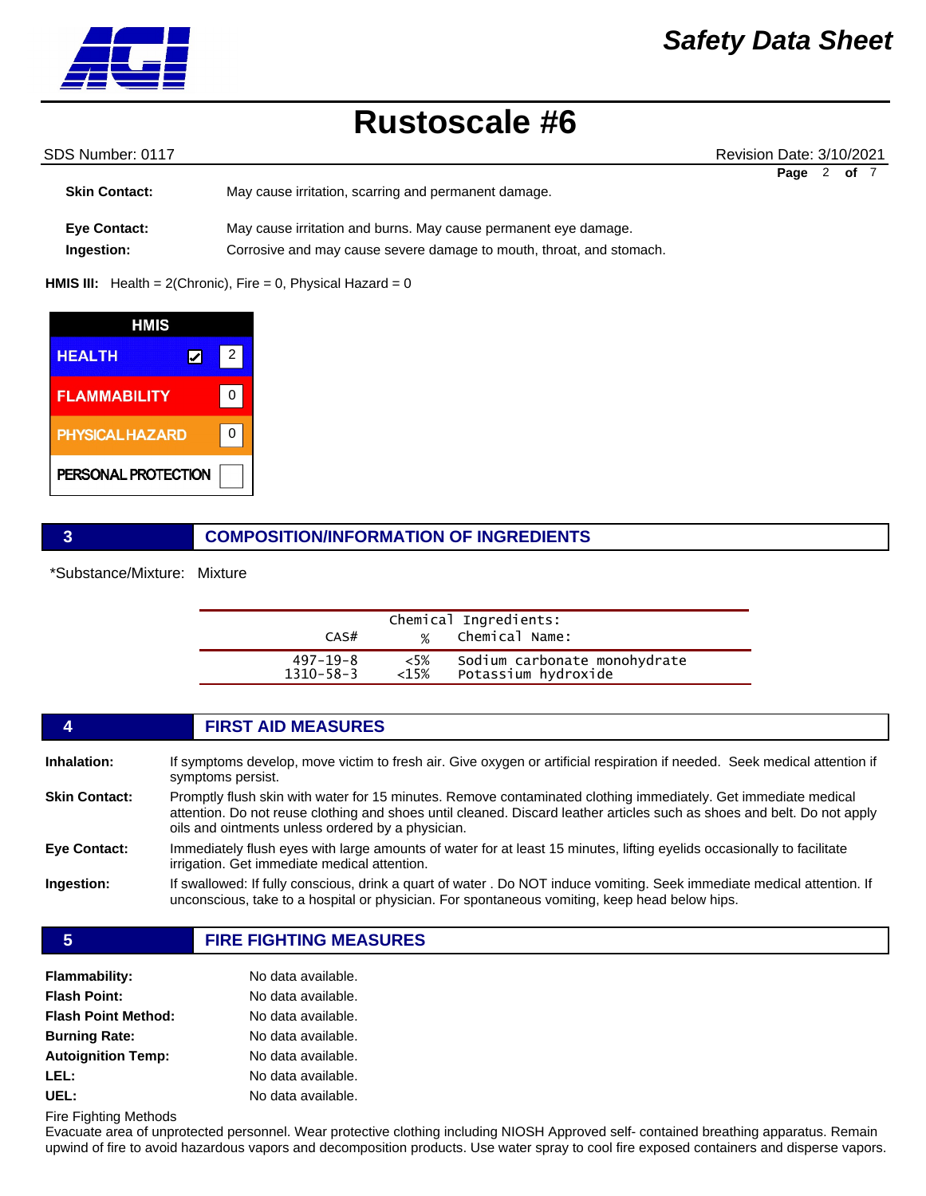**Skin Contact:** May cause irritation, scarring and permanent damage.

**Eye Contact:** May cause irritation and burns. May cause permanent eye damage.

**Ingestion:** Corrosive and may cause severe damage to mouth, throat, and stomach.

**HMIS III:** Health = 2(Chronic), Fire = 0, Physical Hazard = 0

| HMIS | |
|---|---|
| HEALTH ☑ | 2 |
| FLAMMABILITY | 0 |
| PHYSICAL HAZARD | 0 |
| PERSONAL PROTECTION | |

## 3 COMPOSITION/INFORMATION OF INGREDIENTS

*Substance/Mixture: Mixture

Chemical Ingredients:

| CAS# | % | Chemical Name: |
|---|---|---|
| 497-19-8 | <5% | Sodium carbonate monohydrate |
| 1310-58-3 | <15% | Potassium hydroxide |

## 4 FIRST AID MEASURES

**Inhalation:** If symptoms develop, move victim to fresh air. Give oxygen or artificial respiration if needed. Seek medical attention if symptoms persist.

**Skin Contact:** Promptly flush skin with water for 15 minutes. Remove contaminated clothing immediately. Get immediate medical attention. Do not reuse clothing and shoes until cleaned. Discard leather articles such as shoes and belt. Do not apply oils and ointments unless ordered by a physician.

**Eye Contact:** Immediately flush eyes with large amounts of water for at least 15 minutes, lifting eyelids occasionally to facilitate irrigation. Get immediate medical attention.

**Ingestion:** If swallowed: If fully conscious, drink a quart of water . Do NOT induce vomiting. Seek immediate medical attention. If unconscious, take to a hospital or physician. For spontaneous vomiting, keep head below hips.

## 5 FIRE FIGHTING MEASURES

**Flammability:** No data available.

**Flash Point:** No data available.

**Flash Point Method:** No data available.

**Burning Rate:** No data available.

**Autoignition Temp:** No data available.

**LEL:** No data available.

**UEL:** No data available.

Fire Fighting Methods

Evacuate area of unprotected personnel. Wear protective clothing including NIOSH Approved self- contained breathing apparatus. Remain upwind of fire to avoid hazardous vapors and decomposition products. Use water spray to cool fire exposed containers and disperse vapors.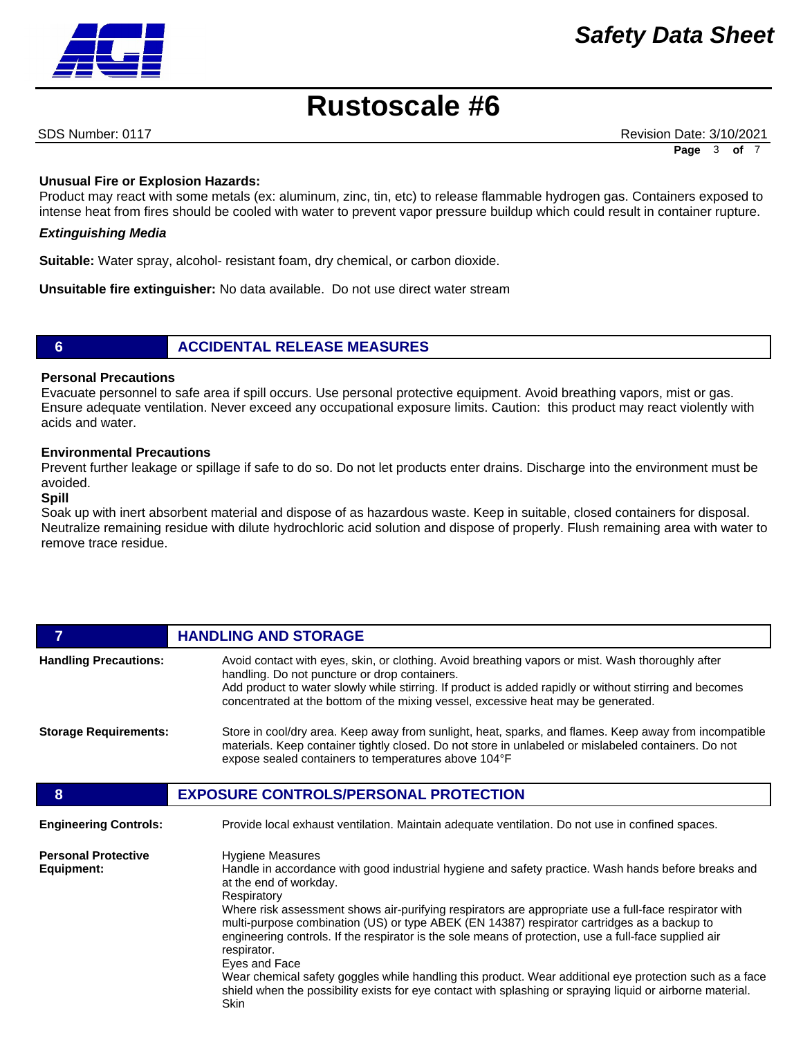**Unusual Fire or Explosion Hazards:**
Product may react with some metals (ex: aluminum, zinc, tin, etc) to release flammable hydrogen gas. Containers exposed to intense heat from fires should be cooled with water to prevent vapor pressure buildup which could result in container rupture.

***Extinguishing Media***

**Suitable:** Water spray, alcohol- resistant foam, dry chemical, or carbon dioxide.

**Unsuitable fire extinguisher:** No data available. Do not use direct water stream

## 6 ACCIDENTAL RELEASE MEASURES

**Personal Precautions**
Evacuate personnel to safe area if spill occurs. Use personal protective equipment. Avoid breathing vapors, mist or gas. Ensure adequate ventilation. Never exceed any occupational exposure limits. Caution: this product may react violently with acids and water.

**Environmental Precautions**
Prevent further leakage or spillage if safe to do so. Do not let products enter drains. Discharge into the environment must be avoided.

**Spill**
Soak up with inert absorbent material and dispose of as hazardous waste. Keep in suitable, closed containers for disposal. Neutralize remaining residue with dilute hydrochloric acid solution and dispose of properly. Flush remaining area with water to remove trace residue.

## 7 HANDLING AND STORAGE

**Handling Precautions:** Avoid contact with eyes, skin, or clothing. Avoid breathing vapors or mist. Wash thoroughly after handling. Do not puncture or drop containers.
Add product to water slowly while stirring. If product is added rapidly or without stirring and becomes concentrated at the bottom of the mixing vessel, excessive heat may be generated.

**Storage Requirements:** Store in cool/dry area. Keep away from sunlight, heat, sparks, and flames. Keep away from incompatible materials. Keep container tightly closed. Do not store in unlabeled or mislabeled containers. Do not expose sealed containers to temperatures above 104°F

## 8 EXPOSURE CONTROLS/PERSONAL PROTECTION

**Engineering Controls:** Provide local exhaust ventilation. Maintain adequate ventilation. Do not use in confined spaces.

**Personal Protective Equipment:**

Hygiene Measures
Handle in accordance with good industrial hygiene and safety practice. Wash hands before breaks and at the end of workday.

Respiratory
Where risk assessment shows air-purifying respirators are appropriate use a full-face respirator with multi-purpose combination (US) or type ABEK (EN 14387) respirator cartridges as a backup to engineering controls. If the respirator is the sole means of protection, use a full-face supplied air respirator.

Eyes and Face
Wear chemical safety goggles while handling this product. Wear additional eye protection such as a face shield when the possibility exists for eye contact with splashing or spraying liquid or airborne material.

Skin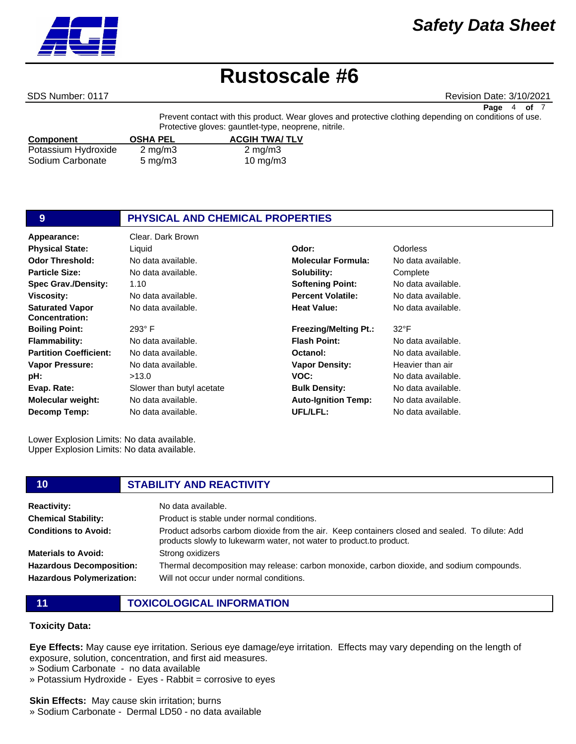Prevent contact with this product. Wear gloves and protective clothing depending on conditions of use. Protective gloves: gauntlet-type, neoprene, nitrile.

| Component | OSHA PEL | ACGIH TWA/ TLV |
|---|---|---|
| Potassium Hydroxide | 2 mg/m3 | 2 mg/m3 |
| Sodium Carbonate | 5 mg/m3 | 10 mg/m3 |

## 9 PHYSICAL AND CHEMICAL PROPERTIES

| | | | |
|---|---|---|---|
| **Appearance:** | Clear. Dark Brown | | |
| **Physical State:** | Liquid | **Odor:** | Odorless |
| **Odor Threshold:** | No data available. | **Molecular Formula:** | No data available. |
| **Particle Size:** | No data available. | **Solubility:** | Complete |
| **Spec Grav./Density:** | 1.10 | **Softening Point:** | No data available. |
| **Viscosity:** | No data available. | **Percent Volatile:** | No data available. |
| **Saturated Vapor Concentration:** | No data available. | **Heat Value:** | No data available. |
| **Boiling Point:** | 293° F | **Freezing/Melting Pt.:** | 32°F |
| **Flammability:** | No data available. | **Flash Point:** | No data available. |
| **Partition Coefficient:** | No data available. | **Octanol:** | No data available. |
| **Vapor Pressure:** | No data available. | **Vapor Density:** | Heavier than air |
| **pH:** | >13.0 | **VOC:** | No data available. |
| **Evap. Rate:** | Slower than butyl acetate | **Bulk Density:** | No data available. |
| **Molecular weight:** | No data available. | **Auto-Ignition Temp:** | No data available. |
| **Decomp Temp:** | No data available. | **UFL/LFL:** | No data available. |

Lower Explosion Limits: No data available.
Upper Explosion Limits: No data available.

## 10 STABILITY AND REACTIVITY

| | |
|---|---|
| **Reactivity:** | No data available. |
| **Chemical Stability:** | Product is stable under normal conditions. |
| **Conditions to Avoid:** | Product adsorbs carbom dioxide from the air. Keep containers closed and sealed. To dilute: Add products slowly to lukewarm water, not water to product.to product. |
| **Materials to Avoid:** | Strong oxidizers |
| **Hazardous Decomposition:** | Thermal decomposition may release: carbon monoxide, carbon dioxide, and sodium compounds. |
| **Hazardous Polymerization:** | Will not occur under normal conditions. |

## 11 TOXICOLOGICAL INFORMATION

**Toxicity Data:**

**Eye Effects:** May cause eye irritation. Serious eye damage/eye irritation. Effects may vary depending on the length of exposure, solution, concentration, and first aid measures.
» Sodium Carbonate - no data available
» Potassium Hydroxide - Eyes - Rabbit = corrosive to eyes

**Skin Effects:** May cause skin irritation; burns
» Sodium Carbonate - Dermal LD50 - no data available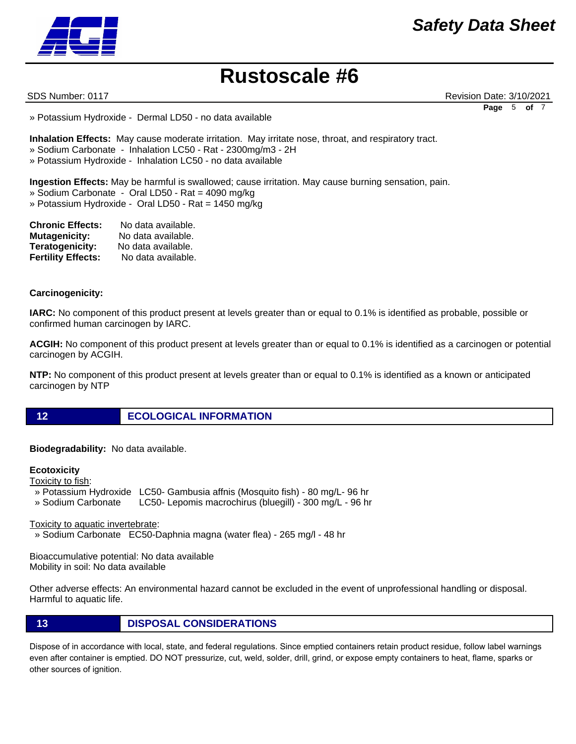» Potassium Hydroxide - Dermal LD50 - no data available

**Inhalation Effects:** May cause moderate irritation. May irritate nose, throat, and respiratory tract.
» Sodium Carbonate - Inhalation LC50 - Rat - 2300mg/m3 - 2H
» Potassium Hydroxide - Inhalation LC50 - no data available

**Ingestion Effects:** May be harmful is swallowed; cause irritation. May cause burning sensation, pain.
» Sodium Carbonate - Oral LD50 - Rat = 4090 mg/kg
» Potassium Hydroxide - Oral LD50 - Rat = 1450 mg/kg

**Chronic Effects:** No data available.
**Mutagenicity:** No data available.
**Teratogenicity:** No data available.
**Fertility Effects:** No data available.

**Carcinogenicity:**

**IARC:** No component of this product present at levels greater than or equal to 0.1% is identified as probable, possible or confirmed human carcinogen by IARC.

**ACGIH:** No component of this product present at levels greater than or equal to 0.1% is identified as a carcinogen or potential carcinogen by ACGIH.

**NTP:** No component of this product present at levels greater than or equal to 0.1% is identified as a known or anticipated carcinogen by NTP

## 12 ECOLOGICAL INFORMATION

**Biodegradability:** No data available.

**Ecotoxicity**

Toxicity to fish:
» Potassium Hydroxide LC50- Gambusia affnis (Mosquito fish) - 80 mg/L- 96 hr
» Sodium Carbonate LC50- Lepomis macrochirus (bluegill) - 300 mg/L - 96 hr

Toxicity to aquatic invertebrate:
» Sodium Carbonate EC50-Daphnia magna (water flea) - 265 mg/l - 48 hr

Bioaccumulative potential: No data available
Mobility in soil: No data available

Other adverse effects: An environmental hazard cannot be excluded in the event of unprofessional handling or disposal. Harmful to aquatic life.

## 13 DISPOSAL CONSIDERATIONS

Dispose of in accordance with local, state, and federal regulations. Since emptied containers retain product residue, follow label warnings even after container is emptied. DO NOT pressurize, cut, weld, solder, drill, grind, or expose empty containers to heat, flame, sparks or other sources of ignition.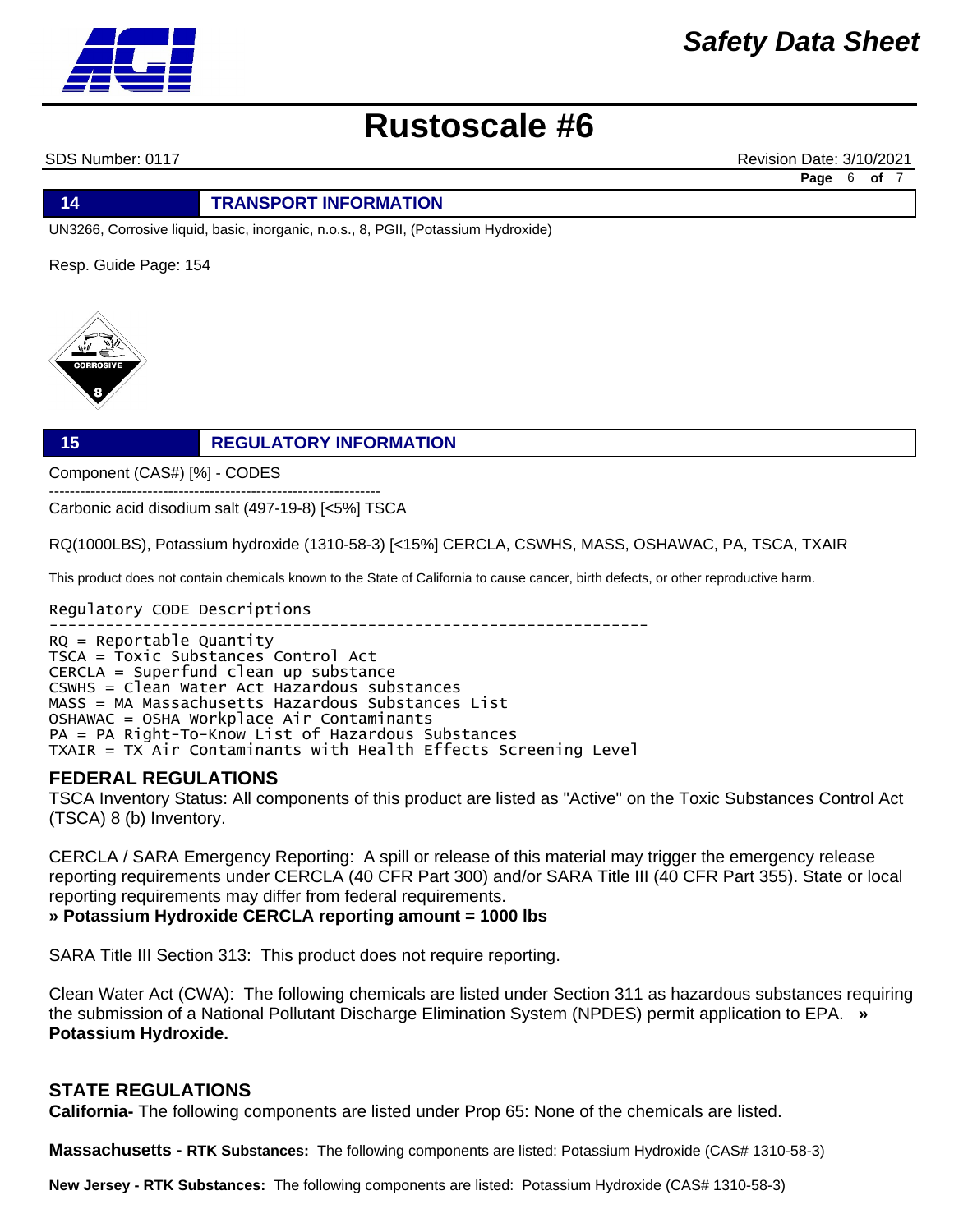## 14 TRANSPORT INFORMATION

UN3266, Corrosive liquid, basic, inorganic, n.o.s., 8, PGII, (Potassium Hydroxide)

Resp. Guide Page: 154

## 15 REGULATORY INFORMATION

Component (CAS#) [%] - CODES

----------------------------------------------------------------

Carbonic acid disodium salt (497-19-8) [<5%] TSCA

RQ(1000LBS), Potassium hydroxide (1310-58-3) [<15%] CERCLA, CSWHS, MASS, OSHAWAC, PA, TSCA, TXAIR

This product does not contain chemicals known to the State of California to cause cancer, birth defects, or other reproductive harm.

```
Regulatory CODE Descriptions
-----------------------------------------------------------------
RQ = Reportable Quantity
TSCA = Toxic Substances Control Act
CERCLA = Superfund clean up substance
CSWHS = Clean Water Act Hazardous substances
MASS = MA Massachusetts Hazardous Substances List
OSHAWAC = OSHA Workplace Air Contaminants
PA = PA Right-To-Know List of Hazardous Substances
TXAIR = TX Air Contaminants with Health Effects Screening Level
```

### FEDERAL REGULATIONS

TSCA Inventory Status: All components of this product are listed as "Active" on the Toxic Substances Control Act (TSCA) 8 (b) Inventory.

CERCLA / SARA Emergency Reporting: A spill or release of this material may trigger the emergency release reporting requirements under CERCLA (40 CFR Part 300) and/or SARA Title III (40 CFR Part 355). State or local reporting requirements may differ from federal requirements.
**» Potassium Hydroxide CERCLA reporting amount = 1000 lbs**

SARA Title III Section 313: This product does not require reporting.

Clean Water Act (CWA): The following chemicals are listed under Section 311 as hazardous substances requiring the submission of a National Pollutant Discharge Elimination System (NPDES) permit application to EPA. **» Potassium Hydroxide.**

### STATE REGULATIONS

**California-** The following components are listed under Prop 65: None of the chemicals are listed.

**Massachusetts - RTK Substances:** The following components are listed: Potassium Hydroxide (CAS# 1310-58-3)

**New Jersey - RTK Substances:** The following components are listed: Potassium Hydroxide (CAS# 1310-58-3)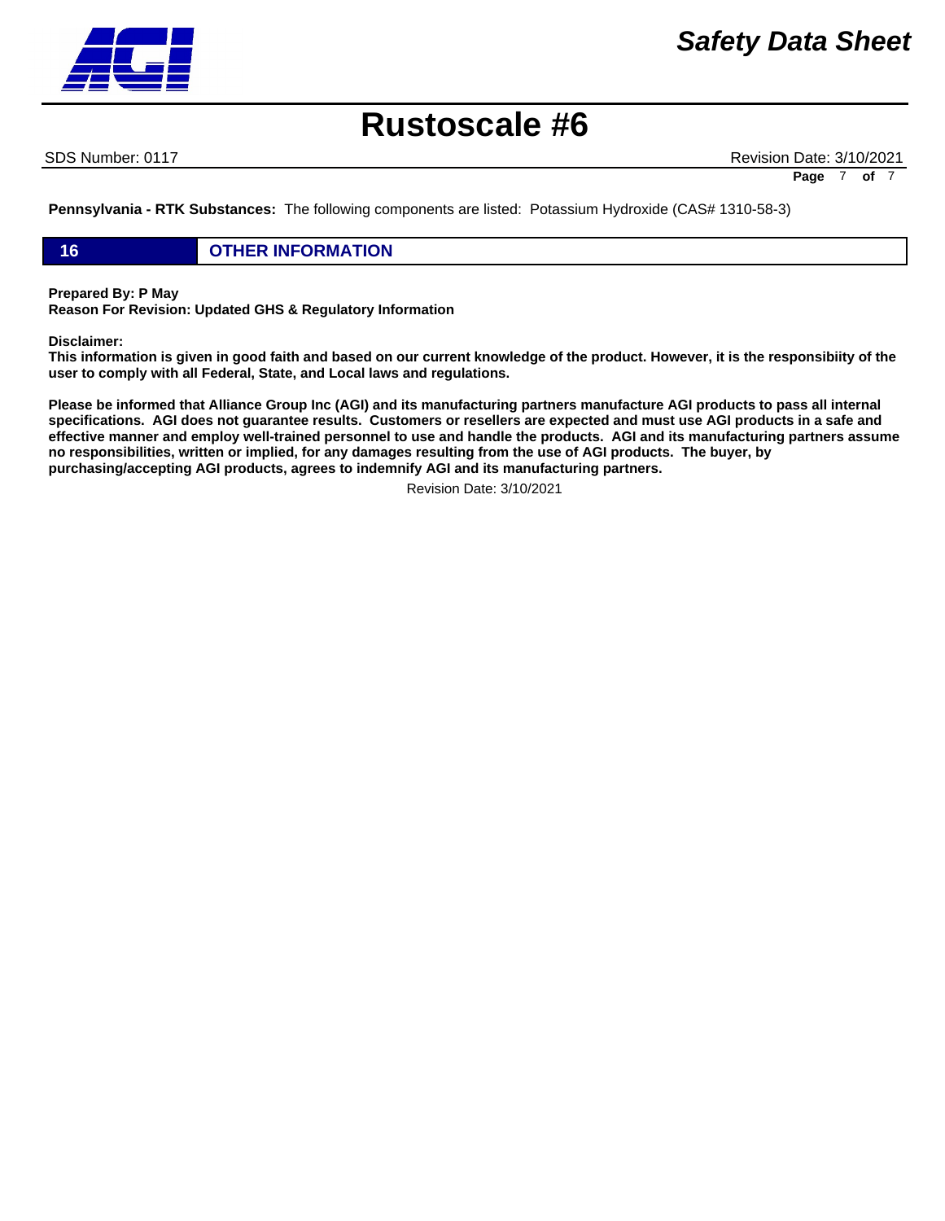**Pennsylvania - RTK Substances:** The following components are listed: Potassium Hydroxide (CAS# 1310-58-3)

## 16 OTHER INFORMATION

**Prepared By: P May**
**Reason For Revision: Updated GHS & Regulatory Information**

**Disclaimer:**
**This information is given in good faith and based on our current knowledge of the product. However, it is the responsibiity of the user to comply with all Federal, State, and Local laws and regulations.**

**Please be informed that Alliance Group Inc (AGI) and its manufacturing partners manufacture AGI products to pass all internal specifications. AGI does not guarantee results. Customers or resellers are expected and must use AGI products in a safe and effective manner and employ well-trained personnel to use and handle the products. AGI and its manufacturing partners assume no responsibilities, written or implied, for any damages resulting from the use of AGI products. The buyer, by purchasing/accepting AGI products, agrees to indemnify AGI and its manufacturing partners.**

Revision Date: 3/10/2021